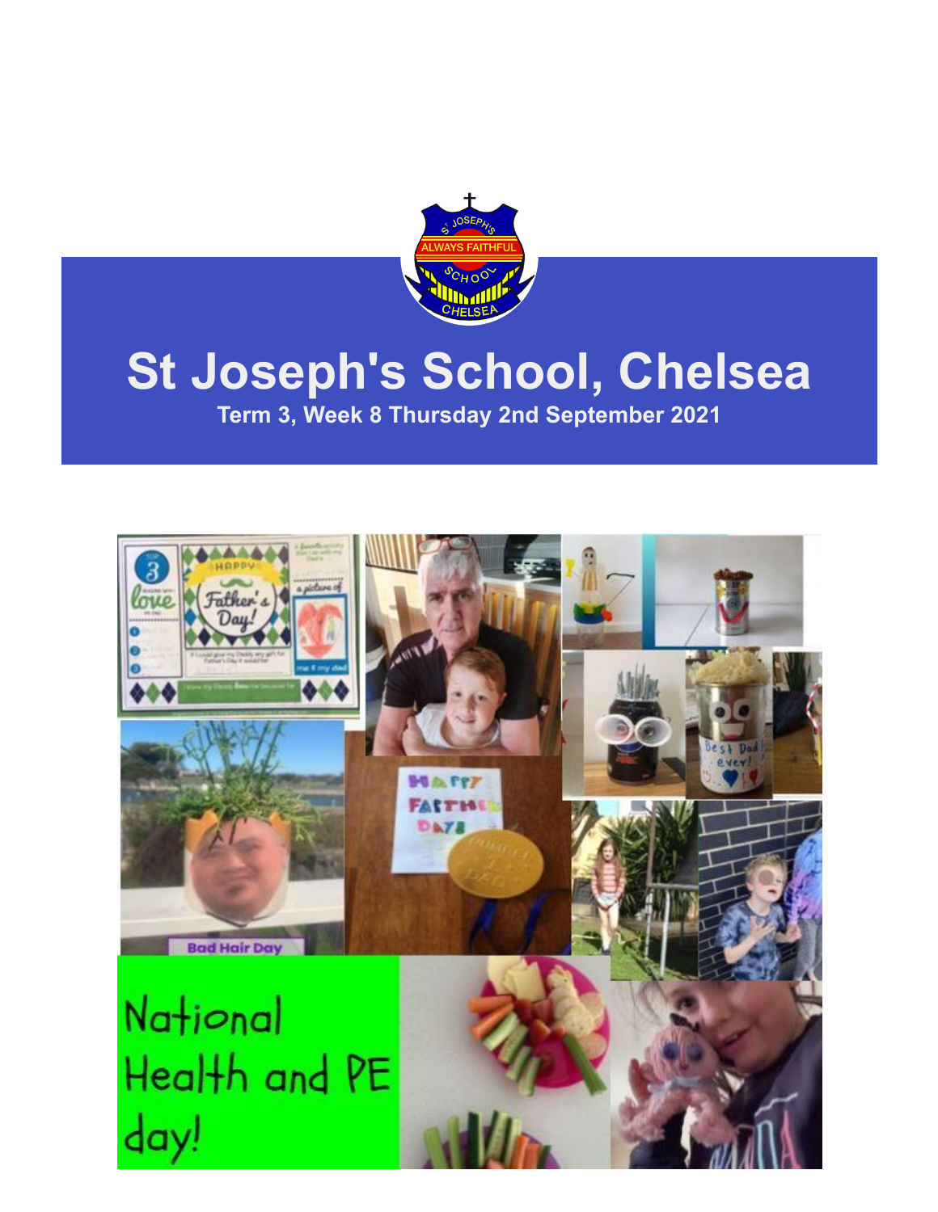# St Joseph's School, Chelsea

**Term 3, Week 8 Thursday 2nd September 2021**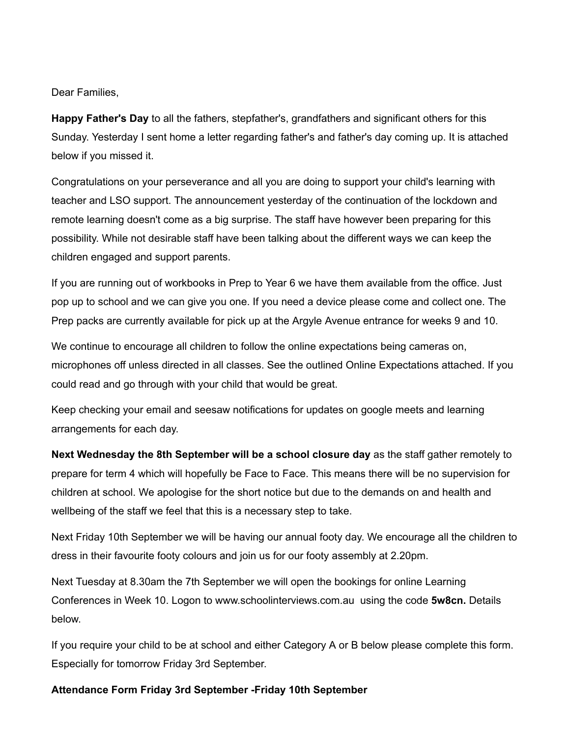Dear Families,

**Happy Father's Day** to all the fathers, stepfather's, grandfathers and significant others for this Sunday. Yesterday I sent home a letter regarding father's and father's day coming up. It is attached below if you missed it.

Congratulations on your perseverance and all you are doing to support your child's learning with teacher and LSO support. The announcement yesterday of the continuation of the lockdown and remote learning doesn't come as a big surprise. The staff have however been preparing for this possibility. While not desirable staff have been talking about the different ways we can keep the children engaged and support parents.

If you are running out of workbooks in Prep to Year 6 we have them available from the office. Just pop up to school and we can give you one. If you need a device please come and collect one. The Prep packs are currently available for pick up at the Argyle Avenue entrance for weeks 9 and 10.

We continue to encourage all children to follow the online expectations being cameras on, microphones off unless directed in all classes. See the outlined Online Expectations attached. If you could read and go through with your child that would be great.

Keep checking your email and seesaw notifications for updates on google meets and learning arrangements for each day.

**Next Wednesday the 8th September will be a school closure day** as the staff gather remotely to prepare for term 4 which will hopefully be Face to Face. This means there will be no supervision for children at school. We apologise for the short notice but due to the demands on and health and wellbeing of the staff we feel that this is a necessary step to take.

Next Friday 10th September we will be having our annual footy day. We encourage all the children to dress in their favourite footy colours and join us for our footy assembly at 2.20pm.

Next Tuesday at 8.30am the 7th September we will open the bookings for online Learning Conferences in Week 10. Logon to www.schoolinterviews.com.au using the code **5w8cn.** Details below.

If you require your child to be at school and either Category A or B below please complete this form. Especially for tomorrow Friday 3rd September.

**Attendance Form Friday 3rd September -Friday 10th September**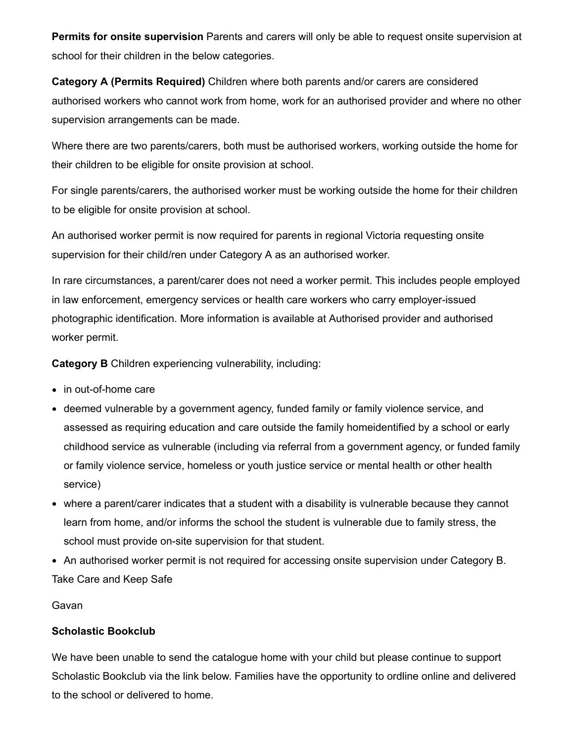**Permits for onsite supervision** Parents and carers will only be able to request onsite supervision at school for their children in the below categories.

**Category A (Permits Required)** Children where both parents and/or carers are considered authorised workers who cannot work from home, work for an authorised provider and where no other supervision arrangements can be made.

Where there are two parents/carers, both must be authorised workers, working outside the home for their children to be eligible for onsite provision at school.

For single parents/carers, the authorised worker must be working outside the home for their children to be eligible for onsite provision at school.

An authorised worker permit is now required for parents in regional Victoria requesting onsite supervision for their child/ren under Category A as an authorised worker.

In rare circumstances, a parent/carer does not need a worker permit. This includes people employed in law enforcement, emergency services or health care workers who carry employer-issued photographic identification. More information is available at Authorised provider and authorised worker permit.

**Category B** Children experiencing vulnerability, including:

- in out-of-home care
- deemed vulnerable by a government agency, funded family or family violence service, and assessed as requiring education and care outside the family homeidentified by a school or early childhood service as vulnerable (including via referral from a government agency, or funded family or family violence service, homeless or youth justice service or mental health or other health service)
- where a parent/carer indicates that a student with a disability is vulnerable because they cannot learn from home, and/or informs the school the student is vulnerable due to family stress, the school must provide on-site supervision for that student.
- An authorised worker permit is not required for accessing onsite supervision under Category B.

Take Care and Keep Safe

Gavan

**Scholastic Bookclub**

We have been unable to send the catalogue home with your child but please continue to support Scholastic Bookclub via the link below. Families have the opportunity to ordline online and delivered to the school or delivered to home.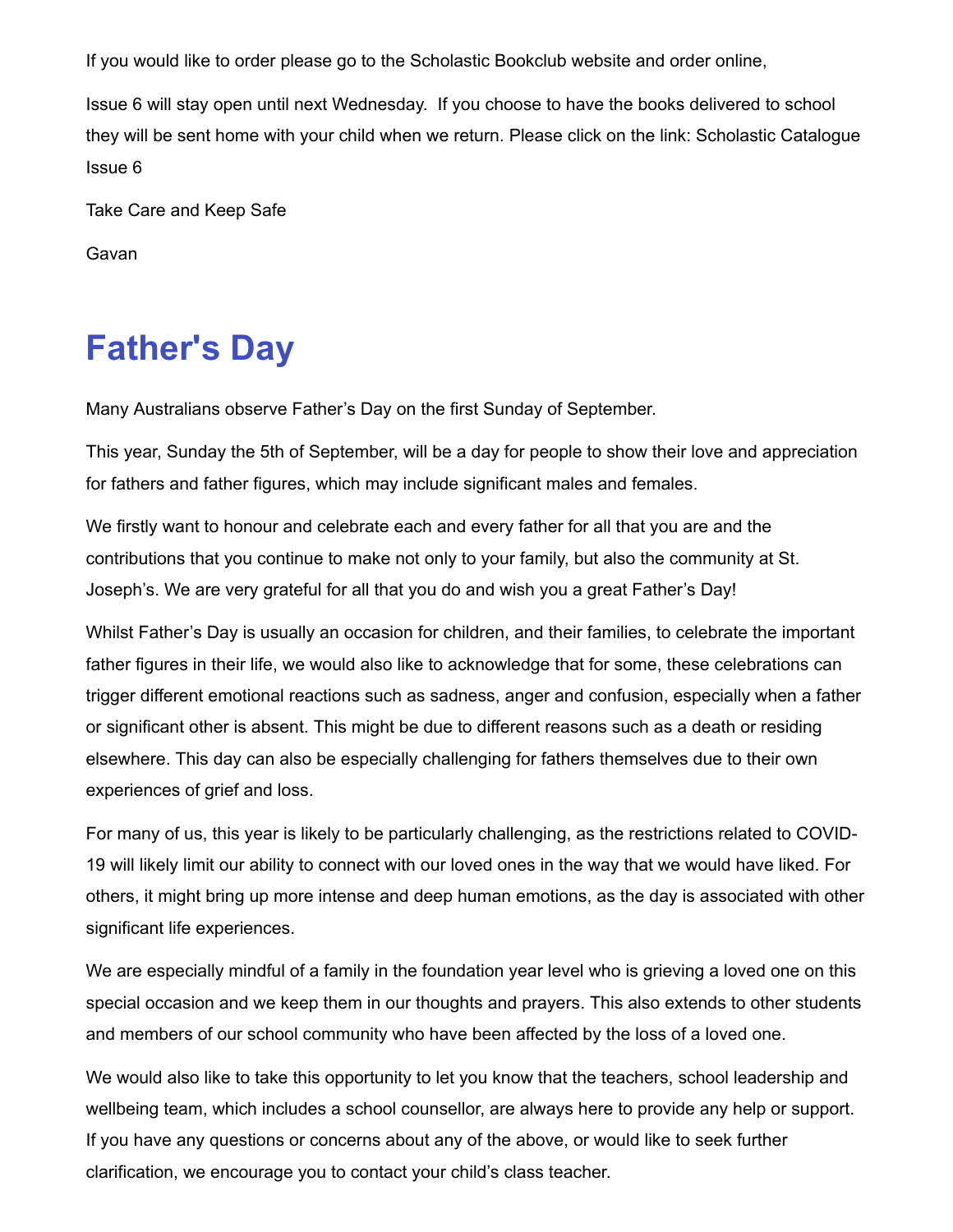If you would like to order please go to the Scholastic Bookclub website and order online,

Issue 6 will stay open until next Wednesday. If you choose to have the books delivered to school they will be sent home with your child when we return. Please click on the link: Scholastic Catalogue Issue 6

Take Care and Keep Safe

Gavan

# Father's Day

Many Australians observe Father's Day on the first Sunday of September.

This year, Sunday the 5th of September, will be a day for people to show their love and appreciation for fathers and father figures, which may include significant males and females.

We firstly want to honour and celebrate each and every father for all that you are and the contributions that you continue to make not only to your family, but also the community at St. Joseph's. We are very grateful for all that you do and wish you a great Father's Day!

Whilst Father's Day is usually an occasion for children, and their families, to celebrate the important father figures in their life, we would also like to acknowledge that for some, these celebrations can trigger different emotional reactions such as sadness, anger and confusion, especially when a father or significant other is absent. This might be due to different reasons such as a death or residing elsewhere. This day can also be especially challenging for fathers themselves due to their own experiences of grief and loss.

For many of us, this year is likely to be particularly challenging, as the restrictions related to COVID-19 will likely limit our ability to connect with our loved ones in the way that we would have liked. For others, it might bring up more intense and deep human emotions, as the day is associated with other significant life experiences.

We are especially mindful of a family in the foundation year level who is grieving a loved one on this special occasion and we keep them in our thoughts and prayers. This also extends to other students and members of our school community who have been affected by the loss of a loved one.

We would also like to take this opportunity to let you know that the teachers, school leadership and wellbeing team, which includes a school counsellor, are always here to provide any help or support. If you have any questions or concerns about any of the above, or would like to seek further clarification, we encourage you to contact your child's class teacher.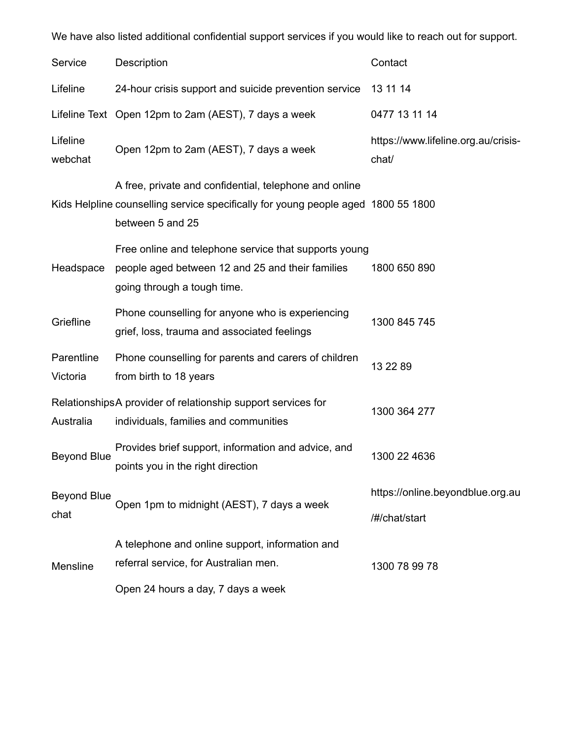We have also listed additional confidential support services if you would like to reach out for support.

| Service | Description | Contact |
| --- | --- | --- |
| Lifeline | 24-hour crisis support and suicide prevention service | 13 11 14 |
| Lifeline Text | Open 12pm to 2am (AEST), 7 days a week | 0477 13 11 14 |
| Lifeline webchat | Open 12pm to 2am (AEST), 7 days a week | https://www.lifeline.org.au/crisis-chat/ |
| Kids Helpline | A free, private and confidential, telephone and online counselling service specifically for young people aged between 5 and 25 | 1800 55 1800 |
| Headspace | Free online and telephone service that supports young people aged between 12 and 25 and their families going through a tough time. | 1800 650 890 |
| Griefline | Phone counselling for anyone who is experiencing grief, loss, trauma and associated feelings | 1300 845 745 |
| Parentline Victoria | Phone counselling for parents and carers of children from birth to 18 years | 13 22 89 |
| Relationships Australia | A provider of relationship support services for individuals, families and communities | 1300 364 277 |
| Beyond Blue | Provides brief support, information and advice, and points you in the right direction | 1300 22 4636 |
| Beyond Blue chat | Open 1pm to midnight (AEST), 7 days a week | https://online.beyondblue.org.au/#/chat/start |
| Mensline | A telephone and online support, information and referral service, for Australian men. Open 24 hours a day, 7 days a week | 1300 78 99 78 |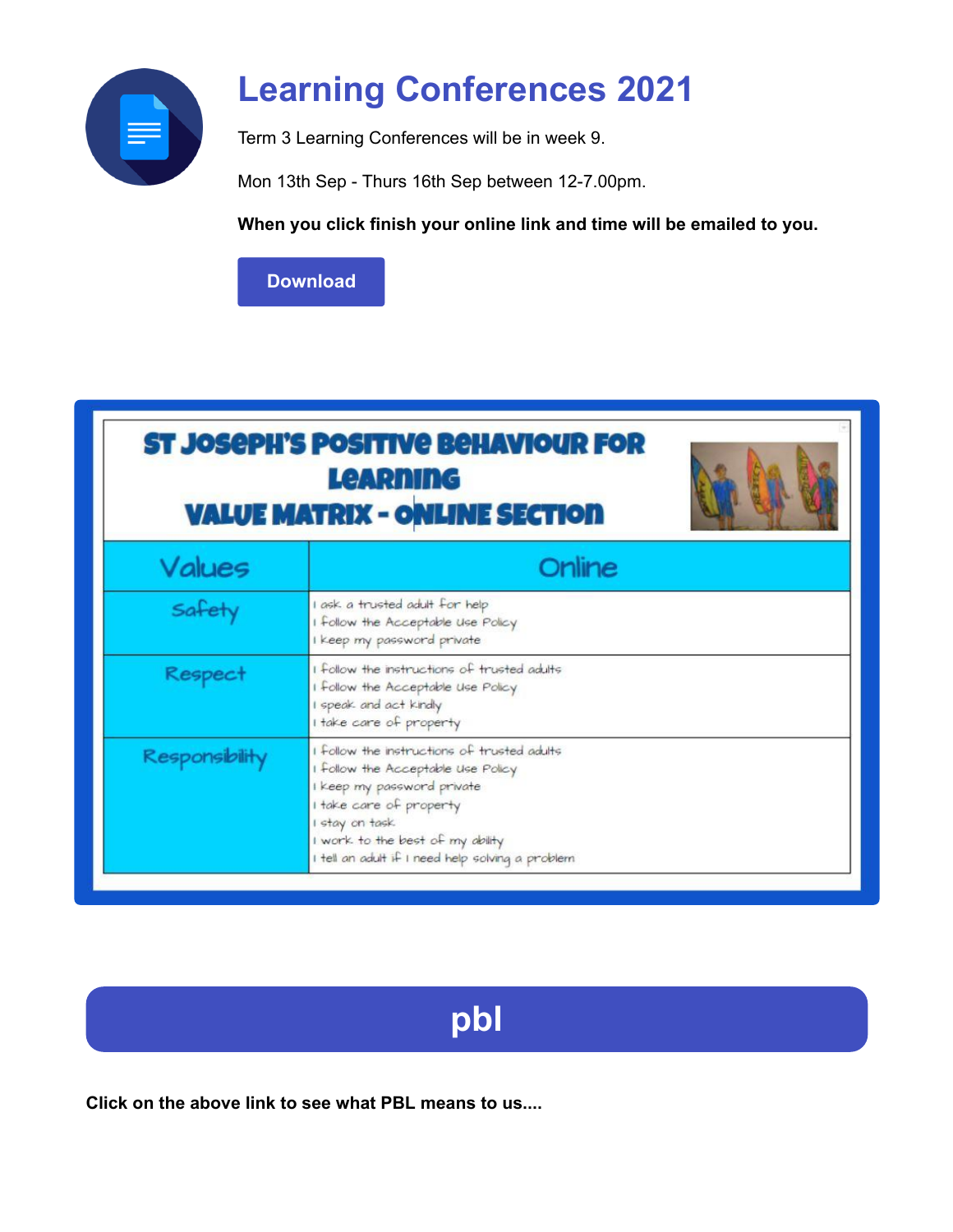# Learning Conferences 2021

Term 3 Learning Conferences will be in week 9.

Mon 13th Sep - Thurs 16th Sep between 12-7.00pm.

**When you click finish your online link and time will be emailed to you.**

Download

## ST JOSEPH'S POSITIVE BEHAVIOUR FOR LEARNING VALUE MATRIX - ONLINE SECTION

| Values | Online |
|---|---|
| Safety | I ask a trusted adult for help<br>I follow the Acceptable Use Policy<br>I keep my password private |
| Respect | I follow the instructions of trusted adults<br>I follow the Acceptable Use Policy<br>I speak and act kindly<br>I take care of property |
| Responsibility | I follow the instructions of trusted adults<br>I follow the Acceptable Use Policy<br>I keep my password private<br>I take care of property<br>I stay on task<br>I work to the best of my ability<br>I tell an adult if I need help solving a problem |

## pbl

**Click on the above link to see what PBL means to us....**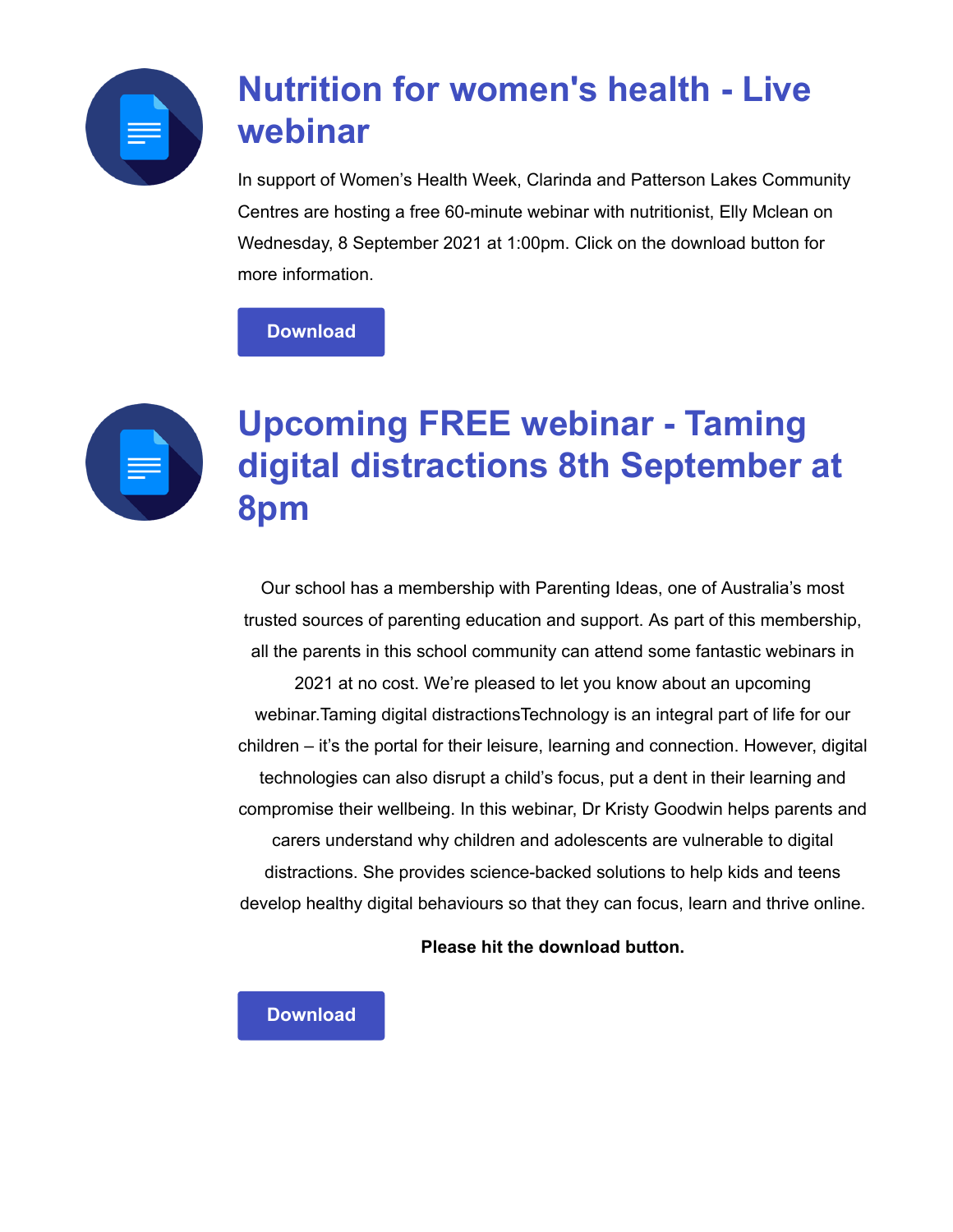## Nutrition for women's health - Live webinar

In support of Women's Health Week, Clarinda and Patterson Lakes Community Centres are hosting a free 60-minute webinar with nutritionist, Elly Mclean on Wednesday, 8 September 2021 at 1:00pm. Click on the download button for more information.

Download

## Upcoming FREE webinar - Taming digital distractions 8th September at 8pm

Our school has a membership with Parenting Ideas, one of Australia's most trusted sources of parenting education and support. As part of this membership, all the parents in this school community can attend some fantastic webinars in 2021 at no cost. We're pleased to let you know about an upcoming webinar.Taming digital distractionsTechnology is an integral part of life for our children – it's the portal for their leisure, learning and connection. However, digital technologies can also disrupt a child's focus, put a dent in their learning and compromise their wellbeing. In this webinar, Dr Kristy Goodwin helps parents and carers understand why children and adolescents are vulnerable to digital distractions. She provides science-backed solutions to help kids and teens develop healthy digital behaviours so that they can focus, learn and thrive online.

**Please hit the download button.**

Download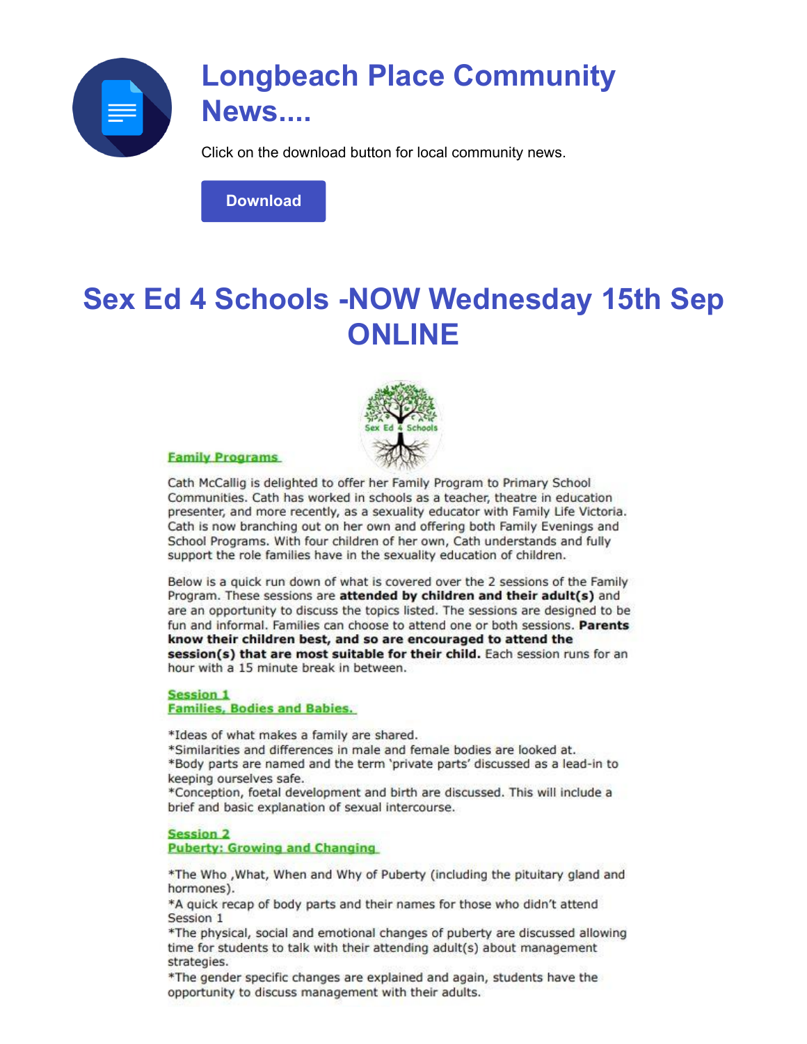# Longbeach Place Community News....

Click on the download button for local community news.

Download

# Sex Ed 4 Schools -NOW Wednesday 15th Sep ONLINE

Sex Ed 4 Schools

## Family Programs

Cath McCallig is delighted to offer her Family Program to Primary School Communities. Cath has worked in schools as a teacher, theatre in education presenter, and more recently, as a sexuality educator with Family Life Victoria. Cath is now branching out on her own and offering both Family Evenings and School Programs. With four children of her own, Cath understands and fully support the role families have in the sexuality education of children.

Below is a quick run down of what is covered over the 2 sessions of the Family Program. These sessions are **attended by children and their adult(s)** and are an opportunity to discuss the topics listed. The sessions are designed to be fun and informal. Families can choose to attend one or both sessions. **Parents know their children best, and so are encouraged to attend the session(s) that are most suitable for their child.** Each session runs for an hour with a 15 minute break in between.

### Session 1
### Families, Bodies and Babies.

*Ideas of what makes a family are shared.
*Similarities and differences in male and female bodies are looked at.
*Body parts are named and the term 'private parts' discussed as a lead-in to keeping ourselves safe.
*Conception, foetal development and birth are discussed. This will include a brief and basic explanation of sexual intercourse.

### Session 2
### Puberty: Growing and Changing

*The Who ,What, When and Why of Puberty (including the pituitary gland and hormones).
*A quick recap of body parts and their names for those who didn't attend Session 1
*The physical, social and emotional changes of puberty are discussed allowing time for students to talk with their attending adult(s) about management strategies.
*The gender specific changes are explained and again, students have the opportunity to discuss management with their adults.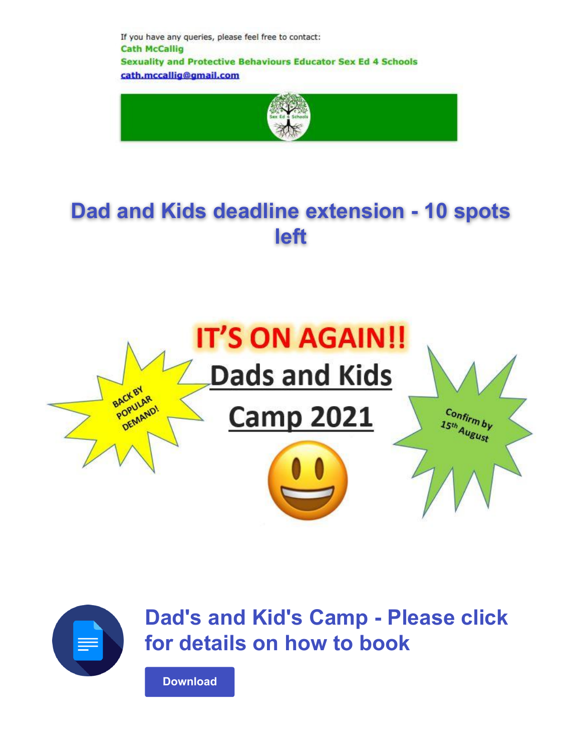If you have any queries, please feel free to contact:

**Cath McCallig**

**Sexuality and Protective Behaviours Educator Sex Ed 4 Schools**

cath.mccallig@gmail.com

## Dad and Kids deadline extension - 10 spots left

IT'S ON AGAIN!!

BACK BY POPULAR DEMAND!

Dads and Kids Camp 2021

Confirm by 15th August

## Dad's and Kid's Camp - Please click for details on how to book

Download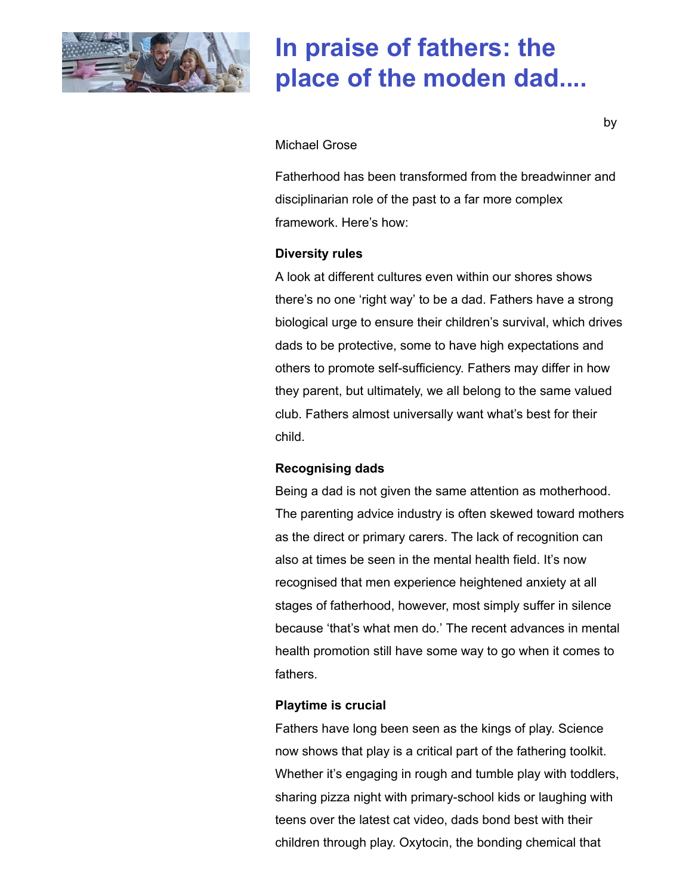# In praise of fathers: the place of the moden dad....

by

Michael Grose

Fatherhood has been transformed from the breadwinner and disciplinarian role of the past to a far more complex framework. Here's how:

**Diversity rules**

A look at different cultures even within our shores shows there's no one 'right way' to be a dad. Fathers have a strong biological urge to ensure their children's survival, which drives dads to be protective, some to have high expectations and others to promote self-sufficiency. Fathers may differ in how they parent, but ultimately, we all belong to the same valued club. Fathers almost universally want what's best for their child.

**Recognising dads**

Being a dad is not given the same attention as motherhood. The parenting advice industry is often skewed toward mothers as the direct or primary carers. The lack of recognition can also at times be seen in the mental health field. It's now recognised that men experience heightened anxiety at all stages of fatherhood, however, most simply suffer in silence because 'that's what men do.' The recent advances in mental health promotion still have some way to go when it comes to fathers.

**Playtime is crucial**

Fathers have long been seen as the kings of play. Science now shows that play is a critical part of the fathering toolkit. Whether it's engaging in rough and tumble play with toddlers, sharing pizza night with primary-school kids or laughing with teens over the latest cat video, dads bond best with their children through play. Oxytocin, the bonding chemical that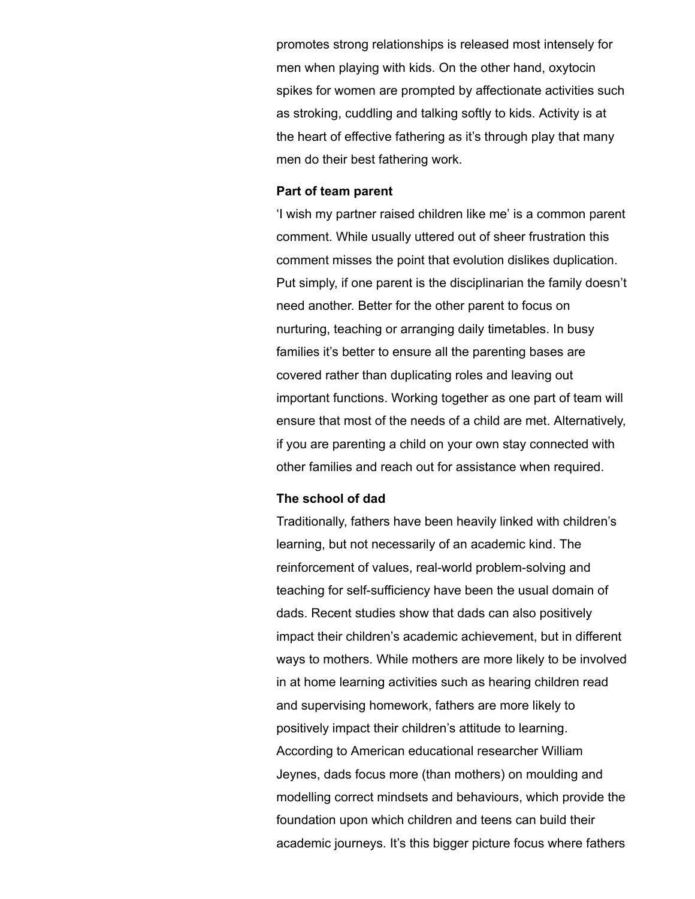promotes strong relationships is released most intensely for men when playing with kids. On the other hand, oxytocin spikes for women are prompted by affectionate activities such as stroking, cuddling and talking softly to kids. Activity is at the heart of effective fathering as it's through play that many men do their best fathering work.

**Part of team parent**

'I wish my partner raised children like me' is a common parent comment. While usually uttered out of sheer frustration this comment misses the point that evolution dislikes duplication. Put simply, if one parent is the disciplinarian the family doesn't need another. Better for the other parent to focus on nurturing, teaching or arranging daily timetables. In busy families it's better to ensure all the parenting bases are covered rather than duplicating roles and leaving out important functions. Working together as one part of team will ensure that most of the needs of a child are met. Alternatively, if you are parenting a child on your own stay connected with other families and reach out for assistance when required.

**The school of dad**

Traditionally, fathers have been heavily linked with children's learning, but not necessarily of an academic kind. The reinforcement of values, real-world problem-solving and teaching for self-sufficiency have been the usual domain of dads. Recent studies show that dads can also positively impact their children's academic achievement, but in different ways to mothers. While mothers are more likely to be involved in at home learning activities such as hearing children read and supervising homework, fathers are more likely to positively impact their children's attitude to learning. According to American educational researcher William Jeynes, dads focus more (than mothers) on moulding and modelling correct mindsets and behaviours, which provide the foundation upon which children and teens can build their academic journeys. It's this bigger picture focus where fathers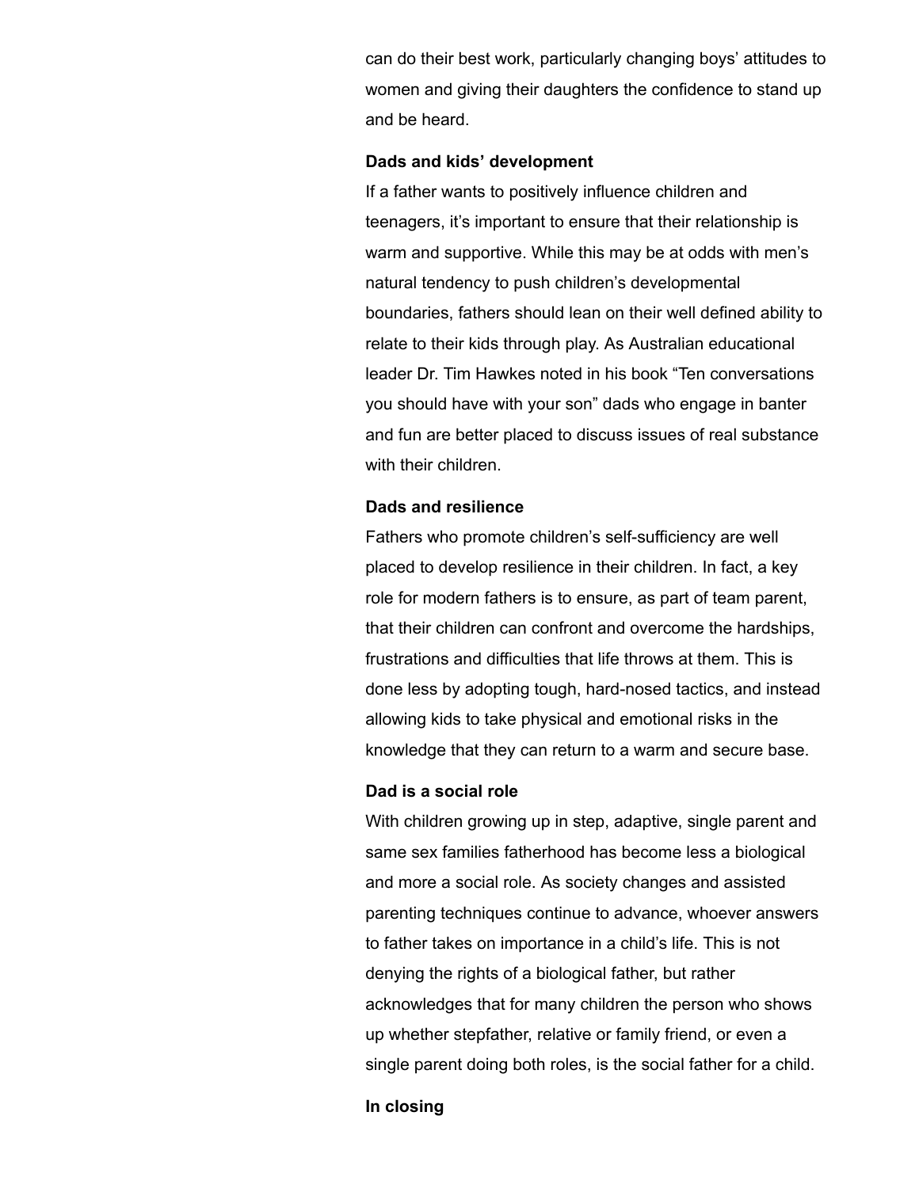can do their best work, particularly changing boys' attitudes to women and giving their daughters the confidence to stand up and be heard.

**Dads and kids' development**

If a father wants to positively influence children and teenagers, it's important to ensure that their relationship is warm and supportive. While this may be at odds with men's natural tendency to push children's developmental boundaries, fathers should lean on their well defined ability to relate to their kids through play. As Australian educational leader Dr. Tim Hawkes noted in his book "Ten conversations you should have with your son" dads who engage in banter and fun are better placed to discuss issues of real substance with their children.

**Dads and resilience**

Fathers who promote children's self-sufficiency are well placed to develop resilience in their children. In fact, a key role for modern fathers is to ensure, as part of team parent, that their children can confront and overcome the hardships, frustrations and difficulties that life throws at them. This is done less by adopting tough, hard-nosed tactics, and instead allowing kids to take physical and emotional risks in the knowledge that they can return to a warm and secure base.

**Dad is a social role**

With children growing up in step, adaptive, single parent and same sex families fatherhood has become less a biological and more a social role. As society changes and assisted parenting techniques continue to advance, whoever answers to father takes on importance in a child's life. This is not denying the rights of a biological father, but rather acknowledges that for many children the person who shows up whether stepfather, relative or family friend, or even a single parent doing both roles, is the social father for a child.

**In closing**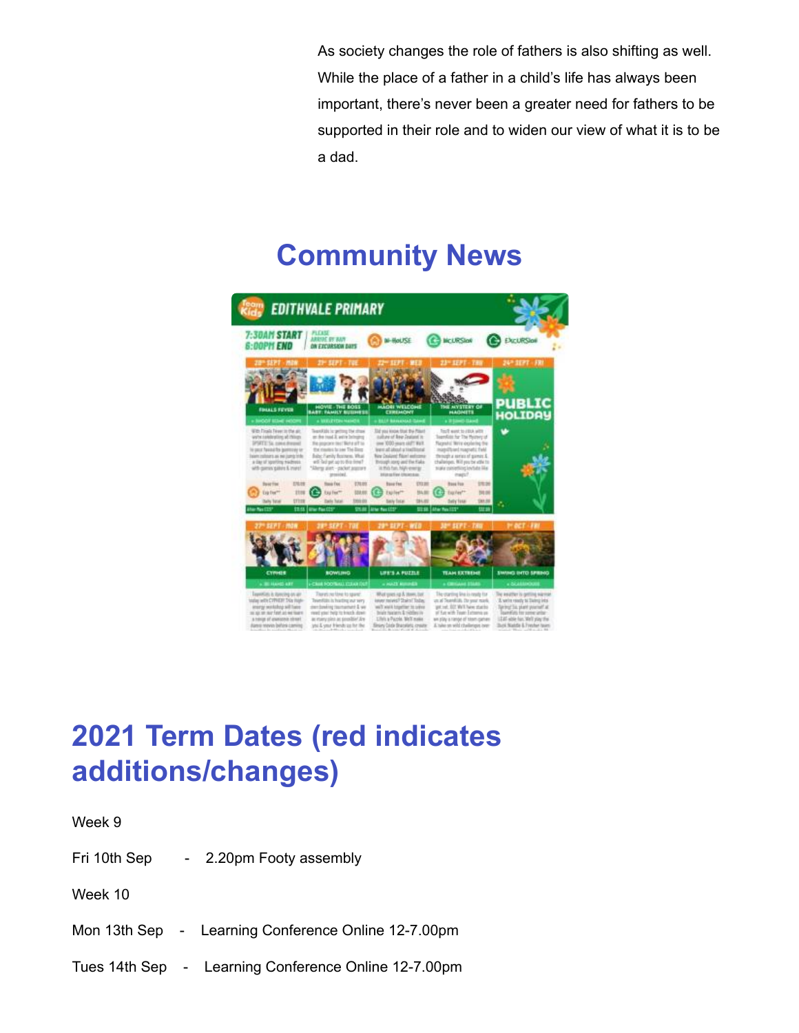As society changes the role of fathers is also shifting as well. While the place of a father in a child's life has always been important, there's never been a greater need for fathers to be supported in their role and to widen our view of what it is to be a dad.

## Community News

## 2021 Term Dates (red indicates additions/changes)

Week 9

Fri 10th Sep - 2.20pm Footy assembly

Week 10

Mon 13th Sep - Learning Conference Online 12-7.00pm

Tues 14th Sep - Learning Conference Online 12-7.00pm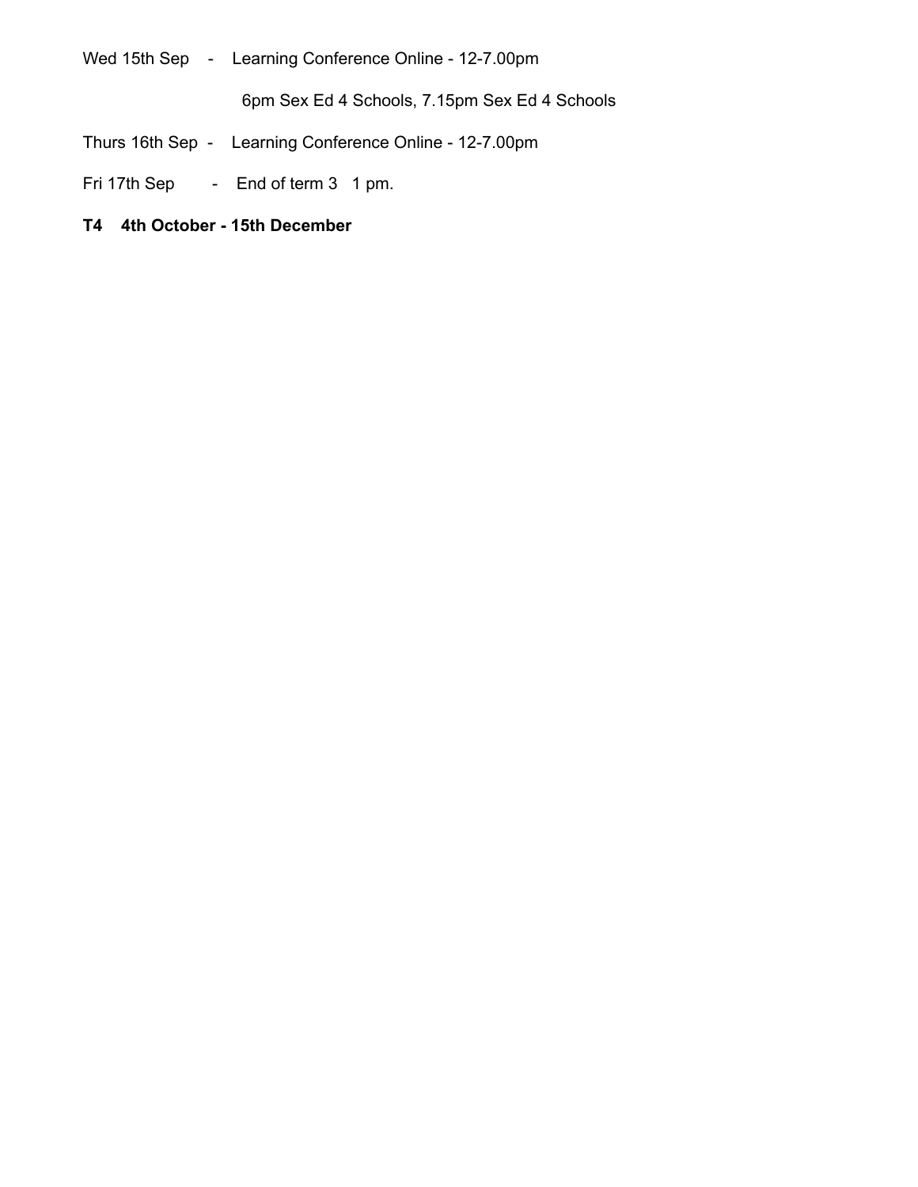Wed 15th Sep - Learning Conference Online - 12-7.00pm

6pm Sex Ed 4 Schools, 7.15pm Sex Ed 4 Schools

Thurs 16th Sep - Learning Conference Online - 12-7.00pm

Fri 17th Sep - End of term 3 1 pm.

**T4 4th October - 15th December**